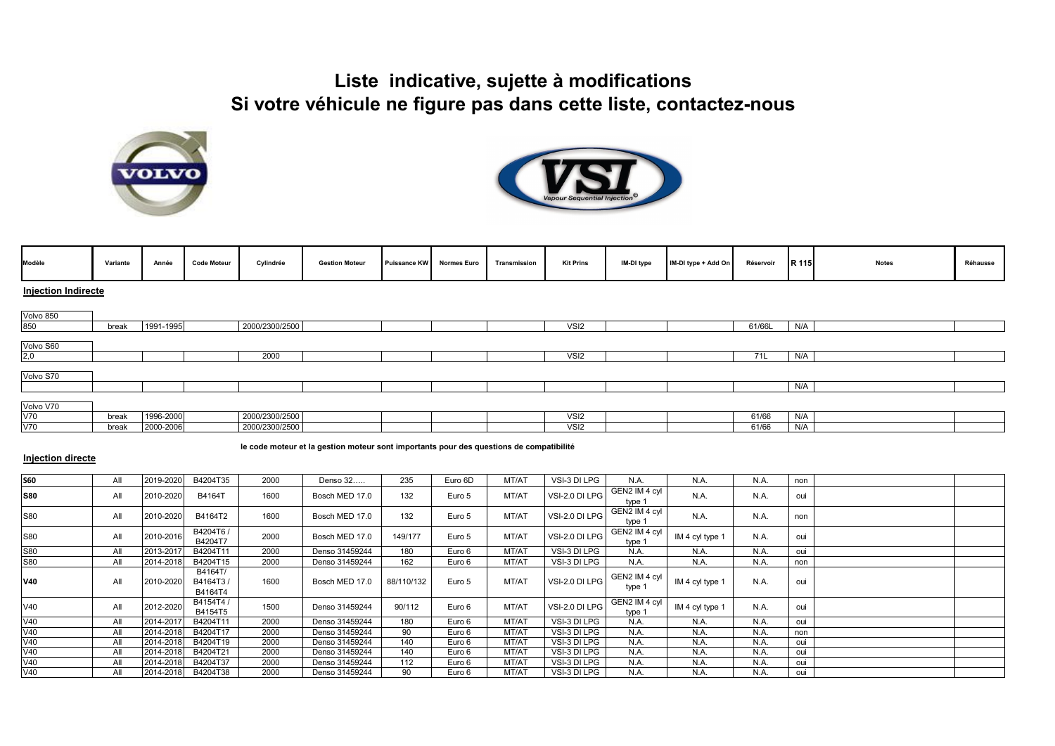# Liste indicative, sujette à modifications
# Si votre véhicule ne figure pas dans cette liste, contactez-nous

| Modèle | Variante | Année | Code Moteur | Cylindrée | Gestion Moteur | Puissance KW | Normes Euro | Transmission | Kit Prins | IM-DI type | IM-DI type + Add On | Réservoir | R 115 | Notes | Réhausse |
|---|---|---|---|---|---|---|---|---|---|---|---|---|---|---|---|

**Injection Indirecte**

| Modèle | Variante | Année | Code Moteur | Cylindrée | Gestion Moteur | Puissance KW | Normes Euro | Transmission | Kit Prins | IM-DI type | IM-DI type + Add On | Réservoir | R 115 | Notes | Réhausse |
|---|---|---|---|---|---|---|---|---|---|---|---|---|---|---|---|
| Volvo 850 | | | | | | | | | | | | | | | |
| 850 | break | 1991-1995 | | 2000/2300/2500 | | | | | VSI2 | | | 61/66L | N/A | | |
| Volvo S60 | | | | | | | | | | | | | | | |
| 2,0 | | | | 2000 | | | | | VSI2 | | | 71L | N/A | | |
| Volvo S70 | | | | | | | | | | | | | | | |
| | | | | | | | | | | | | | N/A | | |
| Volvo V70 | | | | | | | | | | | | | | | |
| V70 | break | 1996-2000 | | 2000/2300/2500 | | | | | VSI2 | | | 61/66 | N/A | | |
| V70 | break | 2000-2006 | | 2000/2300/2500 | | | | | VSI2 | | | 61/66 | N/A | | |

le code moteur et la gestion moteur sont importants pour des questions de compatibilité

**Injection directe**

| Modèle | Variante | Année | Code Moteur | Cylindrée | Gestion Moteur | Puissance KW | Normes Euro | Transmission | Kit Prins | IM-DI type | IM-DI type + Add On | Réservoir | R 115 | Notes | Réhausse |
|---|---|---|---|---|---|---|---|---|---|---|---|---|---|---|---|
| **S60** | All | 2019-2020 | B4204T35 | 2000 | Denso 32..... | 235 | Euro 6D | MT/AT | VSI-3 DI LPG | N.A. | N.A. | N.A. | non | | |
| **S80** | All | 2010-2020 | B4164T | 1600 | Bosch MED 17.0 | 132 | Euro 5 | MT/AT | VSI-2.0 DI LPG | GEN2 IM 4 cyl type 1 | N.A. | N.A. | oui | | |
| S80 | All | 2010-2020 | B4164T2 | 1600 | Bosch MED 17.0 | 132 | Euro 5 | MT/AT | VSI-2.0 DI LPG | GEN2 IM 4 cyl type 1 | N.A. | N.A. | non | | |
| S80 | All | 2010-2016 | B4204T6 / B4204T7 | 2000 | Bosch MED 17.0 | 149/177 | Euro 5 | MT/AT | VSI-2.0 DI LPG | GEN2 IM 4 cyl type 1 | IM 4 cyl type 1 | N.A. | oui | | |
| S80 | All | 2013-2017 | B4204T11 | 2000 | Denso 31459244 | 180 | Euro 6 | MT/AT | VSI-3 DI LPG | N.A. | N.A. | N.A. | oui | | |
| S80 | All | 2014-2018 | B4204T15 | 2000 | Denso 31459244 | 162 | Euro 6 | MT/AT | VSI-3 DI LPG | N.A. | N.A. | N.A. | non | | |
| **V40** | All | 2010-2020 | B4164T/ B4164T3 / B4164T4 | 1600 | Bosch MED 17.0 | 88/110/132 | Euro 5 | MT/AT | VSI-2.0 DI LPG | GEN2 IM 4 cyl type 1 | IM 4 cyl type 1 | N.A. | oui | | |
| V40 | All | 2012-2020 | B4154T4 / B4154T5 | 1500 | Denso 31459244 | 90/112 | Euro 6 | MT/AT | VSI-2.0 DI LPG | GEN2 IM 4 cyl type 1 | IM 4 cyl type 1 | N.A. | oui | | |
| V40 | All | 2014-2017 | B4204T11 | 2000 | Denso 31459244 | 180 | Euro 6 | MT/AT | VSI-3 DI LPG | N.A. | N.A. | N.A. | oui | | |
| V40 | All | 2014-2018 | B4204T17 | 2000 | Denso 31459244 | 90 | Euro 6 | MT/AT | VSI-3 DI LPG | N.A. | N.A. | N.A. | non | | |
| V40 | All | 2014-2018 | B4204T19 | 2000 | Denso 31459244 | 140 | Euro 6 | MT/AT | VSI-3 DI LPG | N.A. | N.A. | N.A. | oui | | |
| V40 | All | 2014-2018 | B4204T21 | 2000 | Denso 31459244 | 140 | Euro 6 | MT/AT | VSI-3 DI LPG | N.A. | N.A. | N.A. | oui | | |
| V40 | All | 2014-2018 | B4204T37 | 2000 | Denso 31459244 | 112 | Euro 6 | MT/AT | VSI-3 DI LPG | N.A. | N.A. | N.A. | oui | | |
| V40 | All | 2014-2018 | B4204T38 | 2000 | Denso 31459244 | 90 | Euro 6 | MT/AT | VSI-3 DI LPG | N.A. | N.A. | N.A. | oui | | |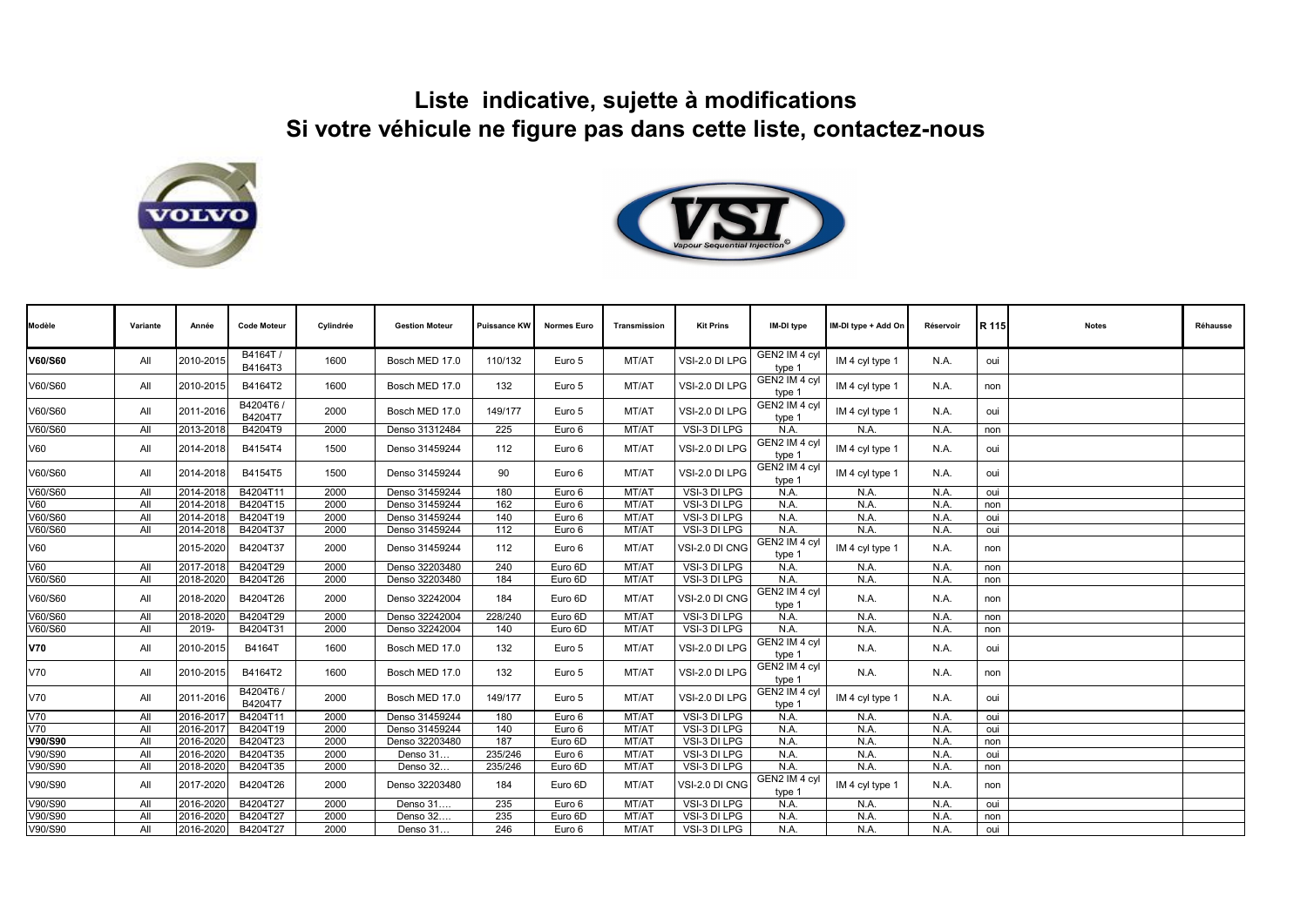**Liste indicative, sujette à modifications**
**Si votre véhicule ne figure pas dans cette liste, contactez-nous**

| Modèle | Variante | Année | Code Moteur | Cylindrée | Gestion Moteur | Puissance KW | Normes Euro | Transmission | Kit Prins | IM-DI type | IM-DI type + Add On | Réservoir | R 115 | Notes | Réhausse |
|---|---|---|---|---|---|---|---|---|---|---|---|---|---|---|---|
| **V60/S60** | All | 2010-2015 | B4164T / B4164T3 | 1600 | Bosch MED 17.0 | 110/132 | Euro 5 | MT/AT | VSI-2.0 DI LPG | GEN2 IM 4 cyl type 1 | IM 4 cyl type 1 | N.A. | oui | | |
| V60/S60 | All | 2010-2015 | B4164T2 | 1600 | Bosch MED 17.0 | 132 | Euro 5 | MT/AT | VSI-2.0 DI LPG | GEN2 IM 4 cyl type 1 | IM 4 cyl type 1 | N.A. | non | | |
| V60/S60 | All | 2011-2016 | B4204T6 / B4204T7 | 2000 | Bosch MED 17.0 | 149/177 | Euro 5 | MT/AT | VSI-2.0 DI LPG | GEN2 IM 4 cyl type 1 | IM 4 cyl type 1 | N.A. | oui | | |
| V60/S60 | All | 2013-2018 | B4204T9 | 2000 | Denso 31312484 | 225 | Euro 6 | MT/AT | VSI-3 DI LPG | N.A. | N.A. | N.A. | non | | |
| V60 | All | 2014-2018 | B4154T4 | 1500 | Denso 31459244 | 112 | Euro 6 | MT/AT | VSI-2.0 DI LPG | GEN2 IM 4 cyl type 1 | IM 4 cyl type 1 | N.A. | oui | | |
| V60/S60 | All | 2014-2018 | B4154T5 | 1500 | Denso 31459244 | 90 | Euro 6 | MT/AT | VSI-2.0 DI LPG | GEN2 IM 4 cyl type 1 | IM 4 cyl type 1 | N.A. | oui | | |
| V60/S60 | All | 2014-2018 | B4204T11 | 2000 | Denso 31459244 | 180 | Euro 6 | MT/AT | VSI-3 DI LPG | N.A. | N.A. | N.A. | oui | | |
| V60 | All | 2014-2018 | B4204T15 | 2000 | Denso 31459244 | 162 | Euro 6 | MT/AT | VSI-3 DI LPG | N.A. | N.A. | N.A. | non | | |
| V60/S60 | All | 2014-2018 | B4204T19 | 2000 | Denso 31459244 | 140 | Euro 6 | MT/AT | VSI-3 DI LPG | N.A. | N.A. | N.A. | oui | | |
| V60/S60 | All | 2014-2018 | B4204T37 | 2000 | Denso 31459244 | 112 | Euro 6 | MT/AT | VSI-3 DI LPG | N.A. | N.A. | N.A. | oui | | |
| V60 | | 2015-2020 | B4204T37 | 2000 | Denso 31459244 | 112 | Euro 6 | MT/AT | VSI-2.0 DI CNG | GEN2 IM 4 cyl type 1 | IM 4 cyl type 1 | N.A. | non | | |
| V60 | All | 2017-2018 | B4204T29 | 2000 | Denso 32203480 | 240 | Euro 6D | MT/AT | VSI-3 DI LPG | N.A. | N.A. | N.A. | non | | |
| V60/S60 | All | 2018-2020 | B4204T26 | 2000 | Denso 32203480 | 184 | Euro 6D | MT/AT | VSI-3 DI LPG | N.A. | N.A. | N.A. | non | | |
| V60/S60 | All | 2018-2020 | B4204T26 | 2000 | Denso 32242004 | 184 | Euro 6D | MT/AT | VSI-2.0 DI CNG | GEN2 IM 4 cyl type 1 | N.A. | N.A. | non | | |
| V60/S60 | All | 2018-2020 | B4204T29 | 2000 | Denso 32242004 | 228/240 | Euro 6D | MT/AT | VSI-3 DI LPG | N.A. | N.A. | N.A. | non | | |
| V60/S60 | All | 2019- | B4204T31 | 2000 | Denso 32242004 | 140 | Euro 6D | MT/AT | VSI-3 DI LPG | N.A. | N.A. | N.A. | non | | |
| **V70** | All | 2010-2015 | B4164T | 1600 | Bosch MED 17.0 | 132 | Euro 5 | MT/AT | VSI-2.0 DI LPG | GEN2 IM 4 cyl type 1 | N.A. | N.A. | oui | | |
| V70 | All | 2010-2015 | B4164T2 | 1600 | Bosch MED 17.0 | 132 | Euro 5 | MT/AT | VSI-2.0 DI LPG | GEN2 IM 4 cyl type 1 | N.A. | N.A. | non | | |
| V70 | All | 2011-2016 | B4204T6 / B4204T7 | 2000 | Bosch MED 17.0 | 149/177 | Euro 5 | MT/AT | VSI-2.0 DI LPG | GEN2 IM 4 cyl type 1 | IM 4 cyl type 1 | N.A. | oui | | |
| V70 | All | 2016-2017 | B4204T11 | 2000 | Denso 31459244 | 180 | Euro 6 | MT/AT | VSI-3 DI LPG | N.A. | N.A. | N.A. | oui | | |
| V70 | All | 2016-2017 | B4204T19 | 2000 | Denso 31459244 | 140 | Euro 6 | MT/AT | VSI-3 DI LPG | N.A. | N.A. | N.A. | oui | | |
| **V90/S90** | All | 2016-2020 | B4204T23 | 2000 | Denso 32203480 | 187 | Euro 6D | MT/AT | VSI-3 DI LPG | N.A. | N.A. | N.A. | non | | |
| V90/S90 | All | 2016-2020 | B4204T35 | 2000 | Denso 31… | 235/246 | Euro 6 | MT/AT | VSI-3 DI LPG | N.A. | N.A. | N.A. | oui | | |
| V90/S90 | All | 2018-2020 | B4204T35 | 2000 | Denso 32… | 235/246 | Euro 6D | MT/AT | VSI-3 DI LPG | N.A. | N.A. | N.A. | non | | |
| V90/S90 | All | 2017-2020 | B4204T26 | 2000 | Denso 32203480 | 184 | Euro 6D | MT/AT | VSI-2.0 DI CNG | GEN2 IM 4 cyl type 1 | IM 4 cyl type 1 | N.A. | non | | |
| V90/S90 | All | 2016-2020 | B4204T27 | 2000 | Denso 31…. | 235 | Euro 6 | MT/AT | VSI-3 DI LPG | N.A. | N.A. | N.A. | oui | | |
| V90/S90 | All | 2016-2020 | B4204T27 | 2000 | Denso 32…. | 235 | Euro 6D | MT/AT | VSI-3 DI LPG | N.A. | N.A. | N.A. | non | | |
| V90/S90 | All | 2016-2020 | B4204T27 | 2000 | Denso 31… | 246 | Euro 6 | MT/AT | VSI-3 DI LPG | N.A. | N.A. | N.A. | oui | | |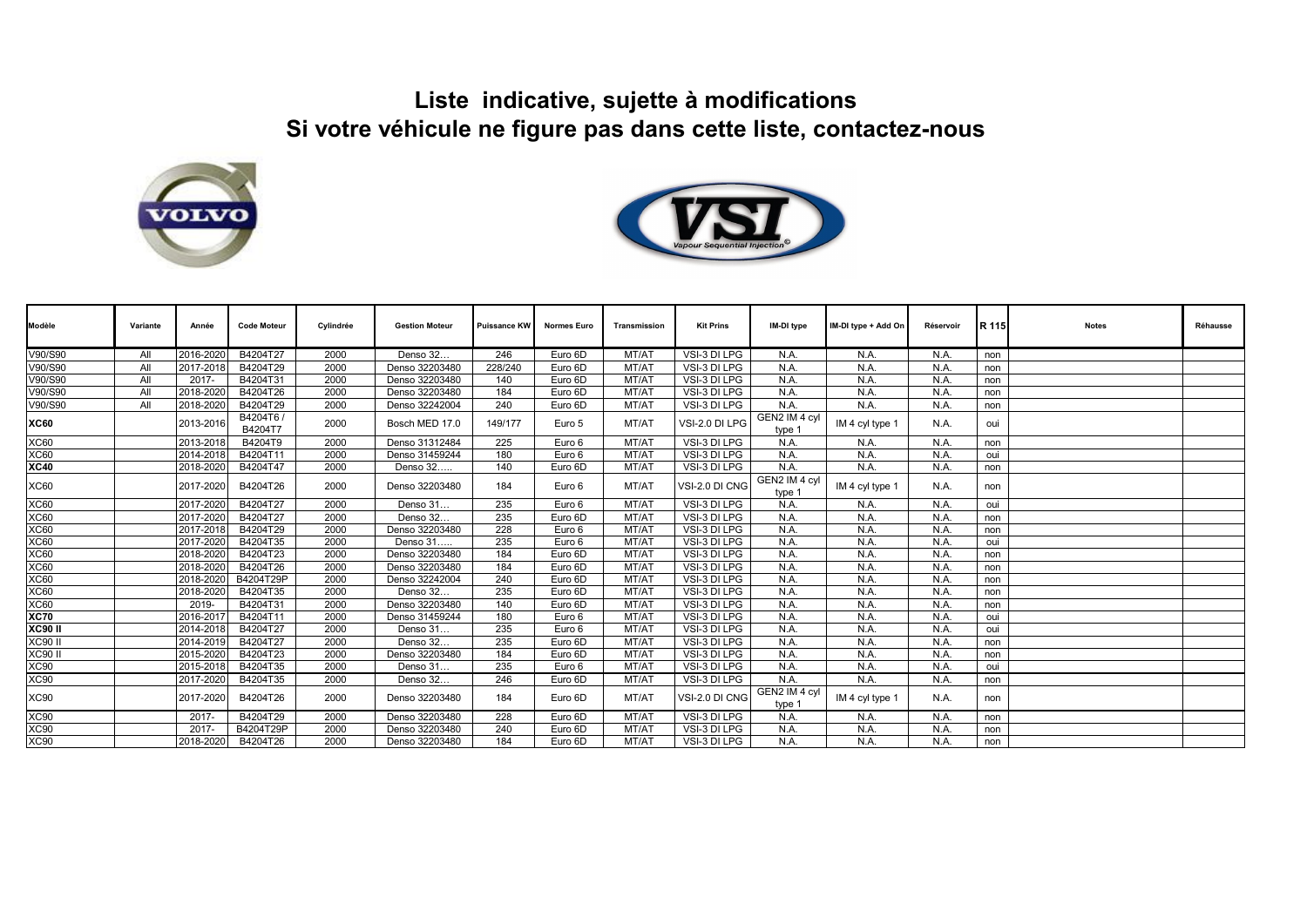# Liste indicative, sujette à modifications
# Si votre véhicule ne figure pas dans cette liste, contactez-nous

| Modèle | Variante | Année | Code Moteur | Cylindrée | Gestion Moteur | Puissance KW | Normes Euro | Transmission | Kit Prins | IM-DI type | IM-DI type + Add On | Réservoir | R 115 | Notes | Réhausse |
|---|---|---|---|---|---|---|---|---|---|---|---|---|---|---|---|
| V90/S90 | All | 2016-2020 | B4204T27 | 2000 | Denso 32… | 246 | Euro 6D | MT/AT | VSI-3 DI LPG | N.A. | N.A. | N.A. | non | | |
| V90/S90 | All | 2017-2018 | B4204T29 | 2000 | Denso 32203480 | 228/240 | Euro 6D | MT/AT | VSI-3 DI LPG | N.A. | N.A. | N.A. | non | | |
| V90/S90 | All | 2017- | B4204T31 | 2000 | Denso 32203480 | 140 | Euro 6D | MT/AT | VSI-3 DI LPG | N.A. | N.A. | N.A. | non | | |
| V90/S90 | All | 2018-2020 | B4204T26 | 2000 | Denso 32203480 | 184 | Euro 6D | MT/AT | VSI-3 DI LPG | N.A. | N.A. | N.A. | non | | |
| V90/S90 | All | 2018-2020 | B4204T29 | 2000 | Denso 32242004 | 240 | Euro 6D | MT/AT | VSI-3 DI LPG | N.A. | N.A. | N.A. | non | | |
| **XC60** | | 2013-2016 | B4204T6 / B4204T7 | 2000 | Bosch MED 17.0 | 149/177 | Euro 5 | MT/AT | VSI-2.0 DI LPG | GEN2 IM 4 cyl type 1 | IM 4 cyl type 1 | N.A. | oui | | |
| XC60 | | 2013-2018 | B4204T9 | 2000 | Denso 31312484 | 225 | Euro 6 | MT/AT | VSI-3 DI LPG | N.A. | N.A. | N.A. | non | | |
| XC60 | | 2014-2018 | B4204T11 | 2000 | Denso 31459244 | 180 | Euro 6 | MT/AT | VSI-3 DI LPG | N.A. | N.A. | N.A. | oui | | |
| **XC40** | | 2018-2020 | B4204T47 | 2000 | Denso 32….. | 140 | Euro 6D | MT/AT | VSI-3 DI LPG | N.A. | N.A. | N.A. | non | | |
| XC60 | | 2017-2020 | B4204T26 | 2000 | Denso 32203480 | 184 | Euro 6 | MT/AT | VSI-2.0 DI CNG | GEN2 IM 4 cyl type 1 | IM 4 cyl type 1 | N.A. | non | | |
| XC60 | | 2017-2020 | B4204T27 | 2000 | Denso 31… | 235 | Euro 6 | MT/AT | VSI-3 DI LPG | N.A. | N.A. | N.A. | oui | | |
| XC60 | | 2017-2020 | B4204T27 | 2000 | Denso 32… | 235 | Euro 6D | MT/AT | VSI-3 DI LPG | N.A. | N.A. | N.A. | non | | |
| XC60 | | 2017-2018 | B4204T29 | 2000 | Denso 32203480 | 228 | Euro 6 | MT/AT | VSI-3 DI LPG | N.A. | N.A. | N.A. | non | | |
| XC60 | | 2017-2020 | B4204T35 | 2000 | Denso 31….. | 235 | Euro 6 | MT/AT | VSI-3 DI LPG | N.A. | N.A. | N.A. | oui | | |
| XC60 | | 2018-2020 | B4204T23 | 2000 | Denso 32203480 | 184 | Euro 6D | MT/AT | VSI-3 DI LPG | N.A. | N.A. | N.A. | non | | |
| XC60 | | 2018-2020 | B4204T26 | 2000 | Denso 32203480 | 184 | Euro 6D | MT/AT | VSI-3 DI LPG | N.A. | N.A. | N.A. | non | | |
| XC60 | | 2018-2020 | B4204T29P | 2000 | Denso 32242004 | 240 | Euro 6D | MT/AT | VSI-3 DI LPG | N.A. | N.A. | N.A. | non | | |
| XC60 | | 2018-2020 | B4204T35 | 2000 | Denso 32… | 235 | Euro 6D | MT/AT | VSI-3 DI LPG | N.A. | N.A. | N.A. | non | | |
| XC60 | | 2019- | B4204T31 | 2000 | Denso 32203480 | 140 | Euro 6D | MT/AT | VSI-3 DI LPG | N.A. | N.A. | N.A. | non | | |
| **XC70** | | 2016-2017 | B4204T11 | 2000 | Denso 31459244 | 180 | Euro 6 | MT/AT | VSI-3 DI LPG | N.A. | N.A. | N.A. | oui | | |
| **XC90 II** | | 2014-2018 | B4204T27 | 2000 | Denso 31… | 235 | Euro 6 | MT/AT | VSI-3 DI LPG | N.A. | N.A. | N.A. | oui | | |
| XC90 II | | 2014-2019 | B4204T27 | 2000 | Denso 32… | 235 | Euro 6D | MT/AT | VSI-3 DI LPG | N.A. | N.A. | N.A. | non | | |
| XC90 II | | 2015-2020 | B4204T23 | 2000 | Denso 32203480 | 184 | Euro 6D | MT/AT | VSI-3 DI LPG | N.A. | N.A. | N.A. | non | | |
| XC90 | | 2015-2018 | B4204T35 | 2000 | Denso 31… | 235 | Euro 6 | MT/AT | VSI-3 DI LPG | N.A. | N.A. | N.A. | oui | | |
| XC90 | | 2017-2020 | B4204T35 | 2000 | Denso 32… | 246 | Euro 6D | MT/AT | VSI-3 DI LPG | N.A. | N.A. | N.A. | non | | |
| XC90 | | 2017-2020 | B4204T26 | 2000 | Denso 32203480 | 184 | Euro 6D | MT/AT | VSI-2.0 DI CNG | GEN2 IM 4 cyl type 1 | IM 4 cyl type 1 | N.A. | non | | |
| XC90 | | 2017- | B4204T29 | 2000 | Denso 32203480 | 228 | Euro 6D | MT/AT | VSI-3 DI LPG | N.A. | N.A. | N.A. | non | | |
| XC90 | | 2017- | B4204T29P | 2000 | Denso 32203480 | 240 | Euro 6D | MT/AT | VSI-3 DI LPG | N.A. | N.A. | N.A. | non | | |
| XC90 | | 2018-2020 | B4204T26 | 2000 | Denso 32203480 | 184 | Euro 6D | MT/AT | VSI-3 DI LPG | N.A. | N.A. | N.A. | non | | |